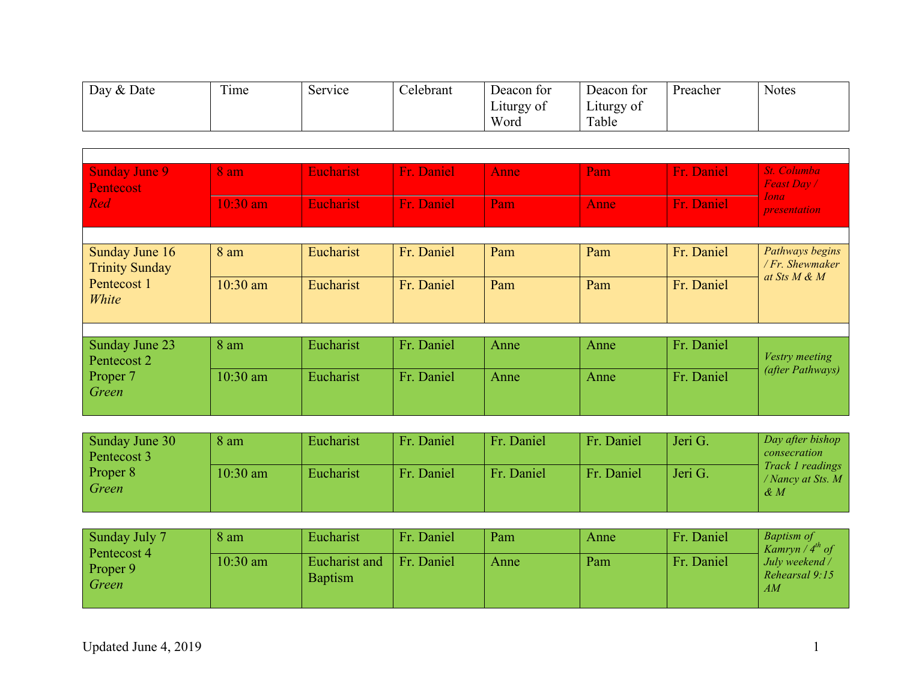| Day & Date | Time | Service | Celebrant | Deacon for Liturgy of Word | Deacon for Liturgy of Table | Preacher | Notes |
| --- | --- | --- | --- | --- | --- | --- | --- |
| Sunday June 9 Pentecost *Red* | 8 am | Eucharist | Fr. Daniel | Anne | Pam | Fr. Daniel | *St. Columba Feast Day / Iona presentation* |
| | 10:30 am | Eucharist | Fr. Daniel | Pam | Anne | Fr. Daniel | |
| Sunday June 16 Trinity Sunday Pentecost 1 *White* | 8 am | Eucharist | Fr. Daniel | Pam | Pam | Fr. Daniel | *Pathways begins / Fr. Shewmaker at Sts M & M* |
| | 10:30 am | Eucharist | Fr. Daniel | Pam | Pam | Fr. Daniel | |
| Sunday June 23 Pentecost 2 Proper 7 *Green* | 8 am | Eucharist | Fr. Daniel | Anne | Anne | Fr. Daniel | *Vestry meeting (after Pathways)* |
| | 10:30 am | Eucharist | Fr. Daniel | Anne | Anne | Fr. Daniel | |
| Sunday June 30 Pentecost 3 Proper 8 *Green* | 8 am | Eucharist | Fr. Daniel | Fr. Daniel | Fr. Daniel | Jeri G. | *Day after bishop consecration Track 1 readings / Nancy at Sts. M & M* |
| | 10:30 am | Eucharist | Fr. Daniel | Fr. Daniel | Fr. Daniel | Jeri G. | |
| Sunday July 7 Pentecost 4 Proper 9 *Green* | 8 am | Eucharist | Fr. Daniel | Pam | Anne | Fr. Daniel | *Baptism of Kamryn / 4th of July weekend / Rehearsal 9:15 AM* |
| | 10:30 am | Eucharist and Baptism | Fr. Daniel | Anne | Pam | Fr. Daniel | |

Updated June 4, 2019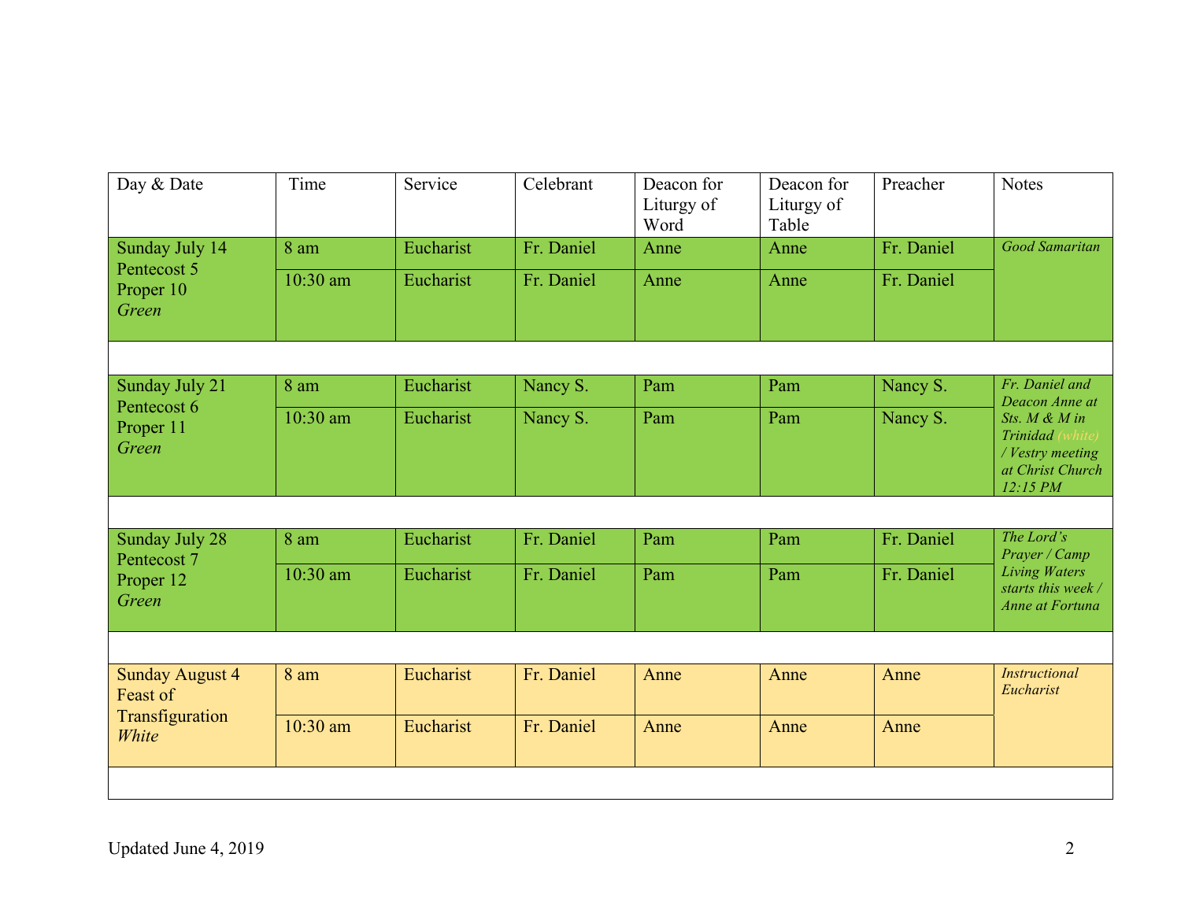| Day & Date | Time | Service | Celebrant | Deacon for Liturgy of Word | Deacon for Liturgy of Table | Preacher | Notes |
|---|---|---|---|---|---|---|---|
| Sunday July 14 Pentecost 5 Proper 10 *Green* | 8 am | Eucharist | Fr. Daniel | Anne | Anne | Fr. Daniel | *Good Samaritan* |
| | 10:30 am | Eucharist | Fr. Daniel | Anne | Anne | Fr. Daniel | |
| | | | | | | | |
| Sunday July 21 Pentecost 6 Proper 11 *Green* | 8 am | Eucharist | Nancy S. | Pam | Pam | Nancy S. | *Fr. Daniel and Deacon Anne at Sts. M & M in Trinidad (white) / Vestry meeting at Christ Church 12:15 PM* |
| | 10:30 am | Eucharist | Nancy S. | Pam | Pam | Nancy S. | |
| | | | | | | | |
| Sunday July 28 Pentecost 7 Proper 12 *Green* | 8 am | Eucharist | Fr. Daniel | Pam | Pam | Fr. Daniel | *The Lord's Prayer / Camp Living Waters starts this week / Anne at Fortuna* |
| | 10:30 am | Eucharist | Fr. Daniel | Pam | Pam | Fr. Daniel | |
| | | | | | | | |
| Sunday August 4 Feast of Transfiguration *White* | 8 am | Eucharist | Fr. Daniel | Anne | Anne | Anne | *Instructional Eucharist* |
| | 10:30 am | Eucharist | Fr. Daniel | Anne | Anne | Anne | |
| | | | | | | | |

Updated June 4, 2019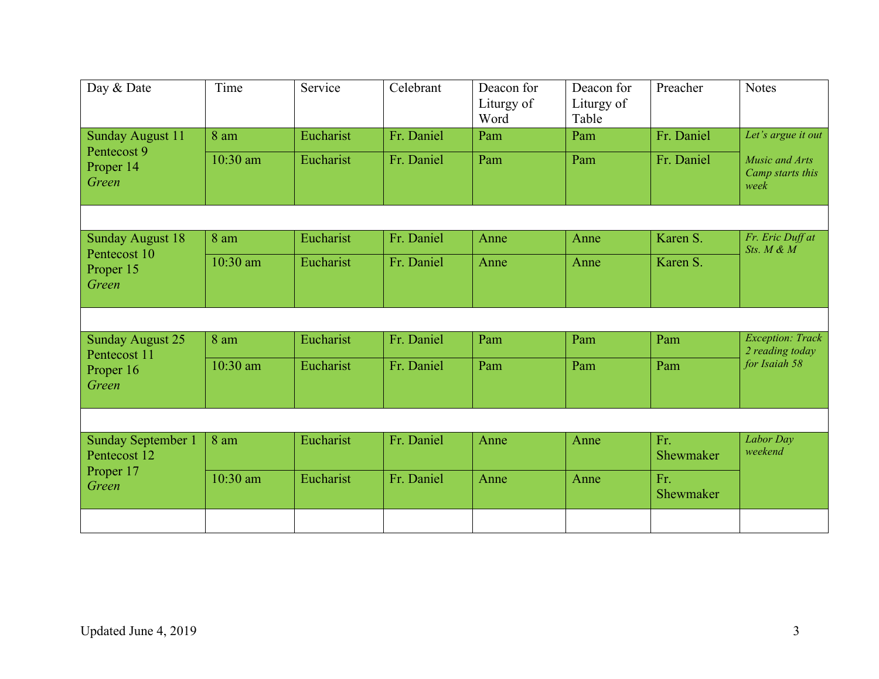| Day & Date | Time | Service | Celebrant | Deacon for Liturgy of Word | Deacon for Liturgy of Table | Preacher | Notes |
|---|---|---|---|---|---|---|---|
| Sunday August 11 Pentecost 9 Proper 14 *Green* | 8 am | Eucharist | Fr. Daniel | Pam | Pam | Fr. Daniel | *Let's argue it out* |
| | 10:30 am | Eucharist | Fr. Daniel | Pam | Pam | Fr. Daniel | *Music and Arts Camp starts this week* |
| | | | | | | | |
| Sunday August 18 Pentecost 10 Proper 15 *Green* | 8 am | Eucharist | Fr. Daniel | Anne | Anne | Karen S. | *Fr. Eric Duff at Sts. M & M* |
| | 10:30 am | Eucharist | Fr. Daniel | Anne | Anne | Karen S. | |
| | | | | | | | |
| Sunday August 25 Pentecost 11 Proper 16 *Green* | 8 am | Eucharist | Fr. Daniel | Pam | Pam | Pam | *Exception: Track 2 reading today for Isaiah 58* |
| | 10:30 am | Eucharist | Fr. Daniel | Pam | Pam | Pam | |
| | | | | | | | |
| Sunday September 1 Pentecost 12 Proper 17 *Green* | 8 am | Eucharist | Fr. Daniel | Anne | Anne | Fr. Shewmaker | *Labor Day weekend* |
| | 10:30 am | Eucharist | Fr. Daniel | Anne | Anne | Fr. Shewmaker | |
| | | | | | | | |

Updated June 4, 2019